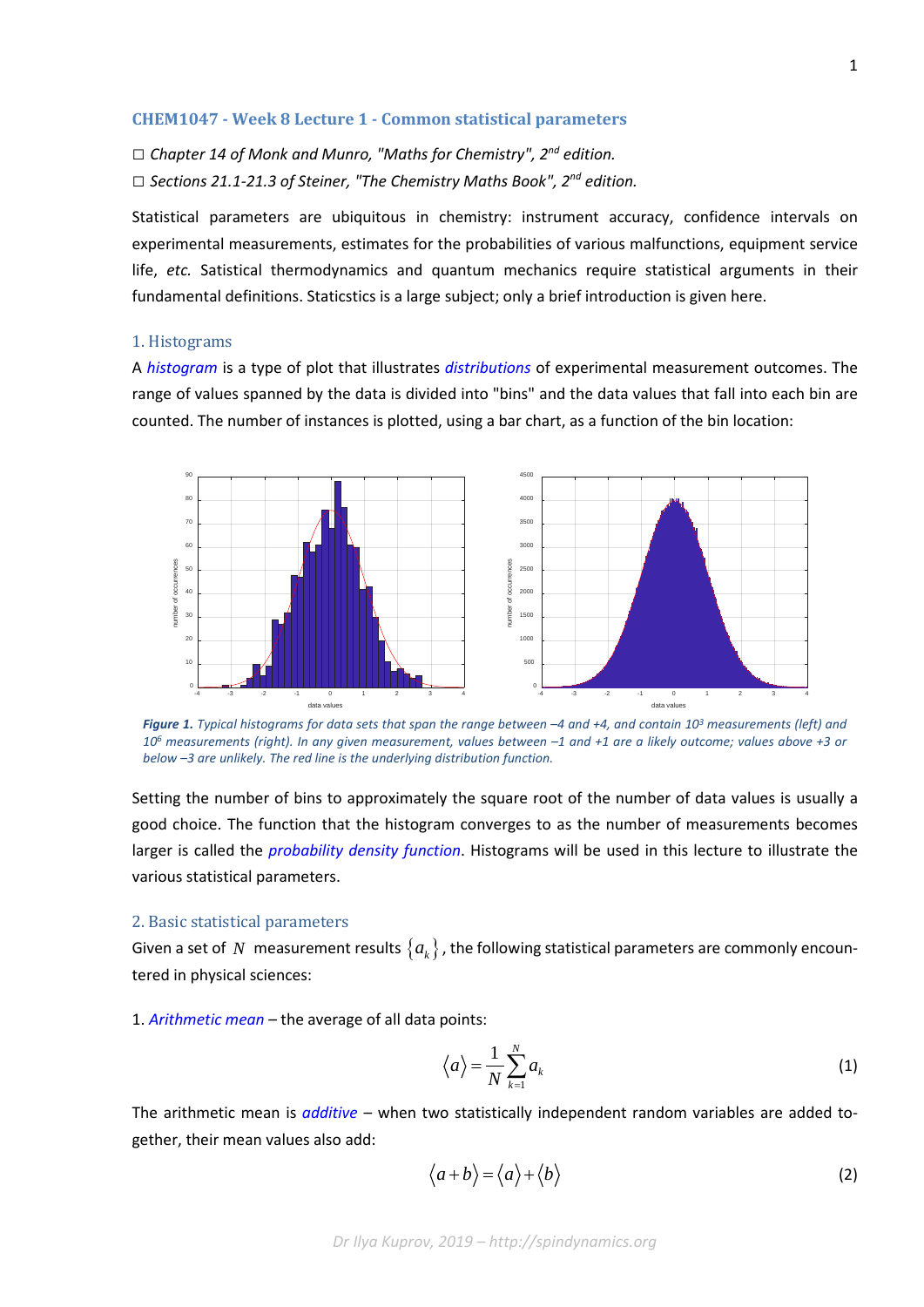## CHEM1047 - Week 8 Lecture 1 - Common statistical parameters

☐ *Chapter 14 of Monk and Munro, "Maths for Chemistry", 2nd edition.*

☐ *Sections 21.1-21.3 of Steiner, "The Chemistry Maths Book", 2nd edition.*

Statistical parameters are ubiquitous in chemistry: instrument accuracy, confidence intervals on experimental measurements, estimates for the probabilities of various malfunctions, equipment service life, *etc.* Satistical thermodynamics and quantum mechanics require statistical arguments in their fundamental definitions. Staticstics is a large subject; only a brief introduction is given here.

### 1. Histograms

A *histogram* is a type of plot that illustrates *distributions* of experimental measurement outcomes. The range of values spanned by the data is divided into "bins" and the data values that fall into each bin are counted. The number of instances is plotted, using a bar chart, as a function of the bin location:

***Figure 1.*** *Typical histograms for data sets that span the range between –4 and +4, and contain $10^3$ measurements (left) and $10^6$ measurements (right). In any given measurement, values between –1 and +1 are a likely outcome; values above +3 or below –3 are unlikely. The red line is the underlying distribution function.*

Setting the number of bins to approximately the square root of the number of data values is usually a good choice. The function that the histogram converges to as the number of measurements becomes larger is called the *probability density function*. Histograms will be used in this lecture to illustrate the various statistical parameters.

### 2. Basic statistical parameters

Given a set of $N$ measurement results $\{a_k\}$, the following statistical parameters are commonly encountered in physical sciences:

1. *Arithmetic mean* – the average of all data points:

$$\langle a \rangle = \frac{1}{N}\sum_{k=1}^{N} a_k \tag{1}$$

The arithmetic mean is *additive* – when two statistically independent random variables are added together, their mean values also add:

$$\langle a+b \rangle = \langle a \rangle + \langle b \rangle \tag{2}$$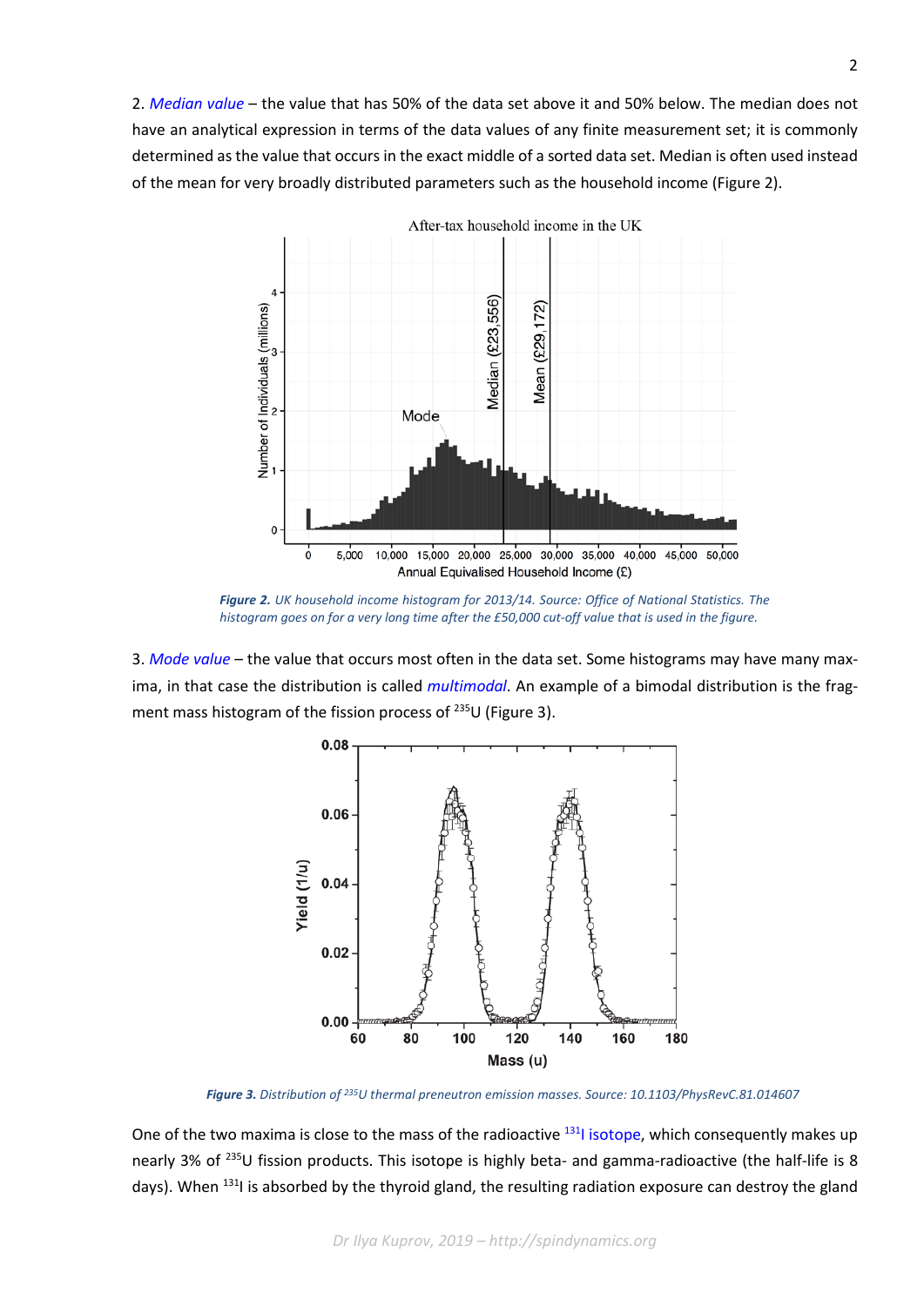2. *Median value* – the value that has 50% of the data set above it and 50% below. The median does not have an analytical expression in terms of the data values of any finite measurement set; it is commonly determined as the value that occurs in the exact middle of a sorted data set. Median is often used instead of the mean for very broadly distributed parameters such as the household income (Figure 2).

***Figure 2.*** *UK household income histogram for 2013/14. Source: Office of National Statistics. The histogram goes on for a very long time after the £50,000 cut-off value that is used in the figure.*

3. *Mode value* – the value that occurs most often in the data set. Some histograms may have many maxima, in that case the distribution is called *multimodal*. An example of a bimodal distribution is the fragment mass histogram of the fission process of $^{235}$U (Figure 3).

***Figure 3.*** *Distribution of $^{235}$U thermal preneutron emission masses. Source: 10.1103/PhysRevC.81.014607*

One of the two maxima is close to the mass of the radioactive $^{131}$I isotope, which consequently makes up nearly 3% of $^{235}$U fission products. This isotope is highly beta- and gamma-radioactive (the half-life is 8 days). When $^{131}$I is absorbed by the thyroid gland, the resulting radiation exposure can destroy the gland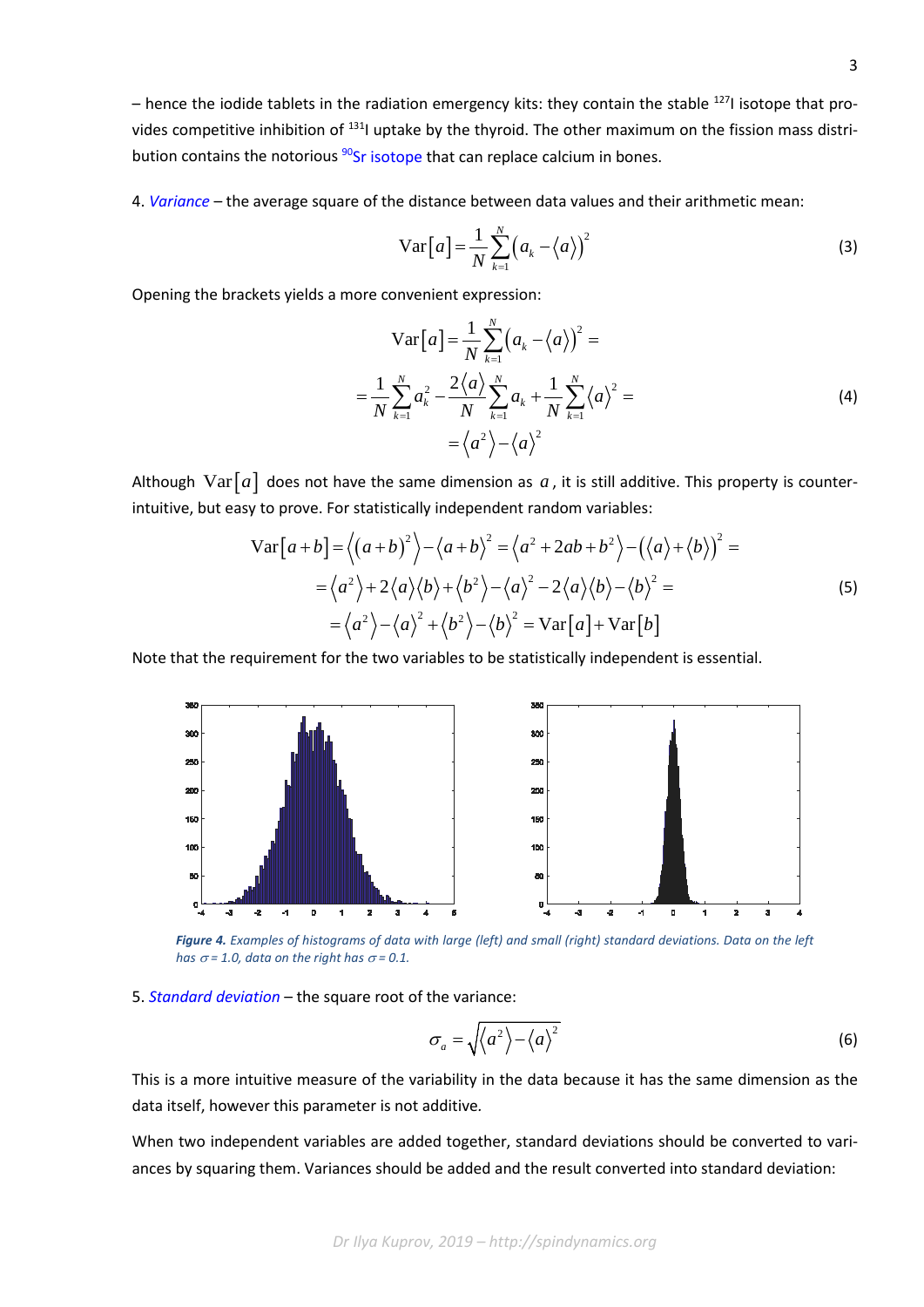– hence the iodide tablets in the radiation emergency kits: they contain the stable $^{127}$I isotope that provides competitive inhibition of $^{131}$I uptake by the thyroid. The other maximum on the fission mass distribution contains the notorious $^{90}$Sr isotope that can replace calcium in bones.

4. *Variance* – the average square of the distance between data values and their arithmetic mean:

$$\mathrm{Var}[a] = \frac{1}{N}\sum_{k=1}^{N}\left(a_k - \langle a\rangle\right)^2 \tag{3}$$

Opening the brackets yields a more convenient expression:

$$\begin{aligned}\mathrm{Var}[a] &= \frac{1}{N}\sum_{k=1}^{N}\left(a_k - \langle a\rangle\right)^2 = \\ &= \frac{1}{N}\sum_{k=1}^{N}a_k^2 - \frac{2\langle a\rangle}{N}\sum_{k=1}^{N}a_k + \frac{1}{N}\sum_{k=1}^{N}\langle a\rangle^2 = \\ &= \langle a^2\rangle - \langle a\rangle^2\end{aligned} \tag{4}$$

Although $\mathrm{Var}[a]$ does not have the same dimension as $a$, it is still additive. This property is counter-intuitive, but easy to prove. For statistically independent random variables:

$$\begin{aligned}\mathrm{Var}[a+b] &= \left\langle (a+b)^2\right\rangle - \langle a+b\rangle^2 = \left\langle a^2 + 2ab + b^2\right\rangle - \left(\langle a\rangle + \langle b\rangle\right)^2 = \\ &= \langle a^2\rangle + 2\langle a\rangle\langle b\rangle + \langle b^2\rangle - \langle a\rangle^2 - 2\langle a\rangle\langle b\rangle - \langle b\rangle^2 = \\ &= \langle a^2\rangle - \langle a\rangle^2 + \langle b^2\rangle - \langle b\rangle^2 = \mathrm{Var}[a] + \mathrm{Var}[b]\end{aligned} \tag{5}$$

Note that the requirement for the two variables to be statistically independent is essential.

*Figure 4. Examples of histograms of data with large (left) and small (right) standard deviations. Data on the left has $\sigma = 1.0$, data on the right has $\sigma = 0.1$.*

5. *Standard deviation* – the square root of the variance:

$$\sigma_a = \sqrt{\langle a^2\rangle - \langle a\rangle^2} \tag{6}$$

This is a more intuitive measure of the variability in the data because it has the same dimension as the data itself, however this parameter is not additive.

When two independent variables are added together, standard deviations should be converted to variances by squaring them. Variances should be added and the result converted into standard deviation: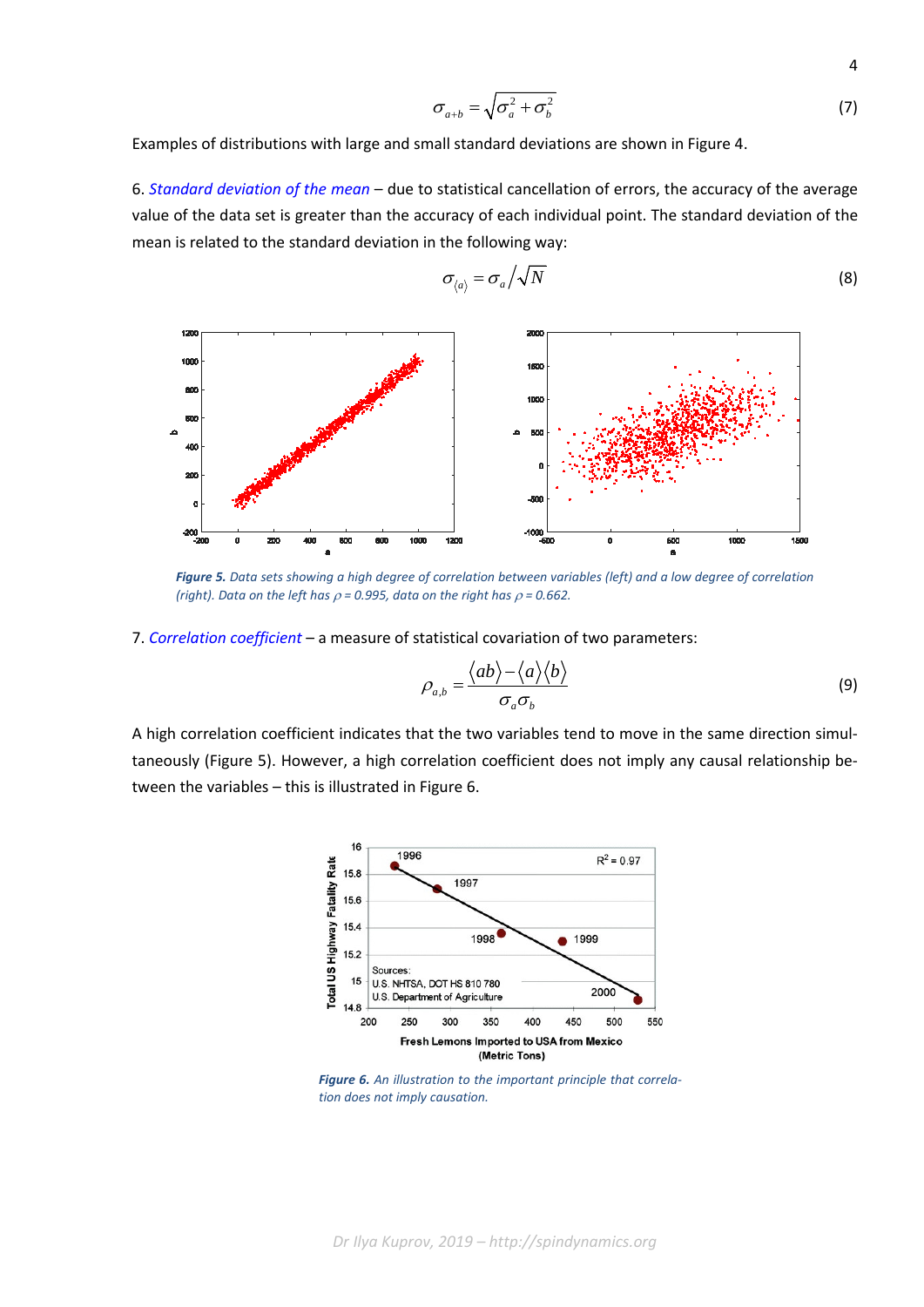$$\sigma_{a+b} = \sqrt{\sigma_a^2 + \sigma_b^2} \tag{7}$$

Examples of distributions with large and small standard deviations are shown in Figure 4.

6. *Standard deviation of the mean* – due to statistical cancellation of errors, the accuracy of the average value of the data set is greater than the accuracy of each individual point. The standard deviation of the mean is related to the standard deviation in the following way:

$$\sigma_{\langle a \rangle} = \sigma_a / \sqrt{N} \tag{8}$$

1200
1000
800
600
400
200
0
-200
b
-200 0 200 400 600 800 1000 1200
a

2000
1500
1000
500
0
-500
-1000
b
-500 0 500 1000 1500
a

*Figure 5. Data sets showing a high degree of correlation between variables (left) and a low degree of correlation (right). Data on the left has $\rho = 0.995$, data on the right has $\rho = 0.662$.*

7. *Correlation coefficient* – a measure of statistical covariation of two parameters:

$$\rho_{a,b} = \frac{\langle ab \rangle - \langle a \rangle \langle b \rangle}{\sigma_a \sigma_b} \tag{9}$$

A high correlation coefficient indicates that the two variables tend to move in the same direction simultaneously (Figure 5). However, a high correlation coefficient does not imply any causal relationship between the variables – this is illustrated in Figure 6.

16
15.8
15.6
15.4
15.2
15
14.8
Total US Highway Fatality Rate
1996
1997
1998
1999
2000
$R^2 = 0.97$
Sources:
U.S. NHTSA, DOT HS 810 780
U.S. Department of Agriculture
200 250 300 350 400 450 500 550
Fresh Lemons Imported to USA from Mexico
(Metric Tons)

*Figure 6. An illustration to the important principle that correlation does not imply causation.*